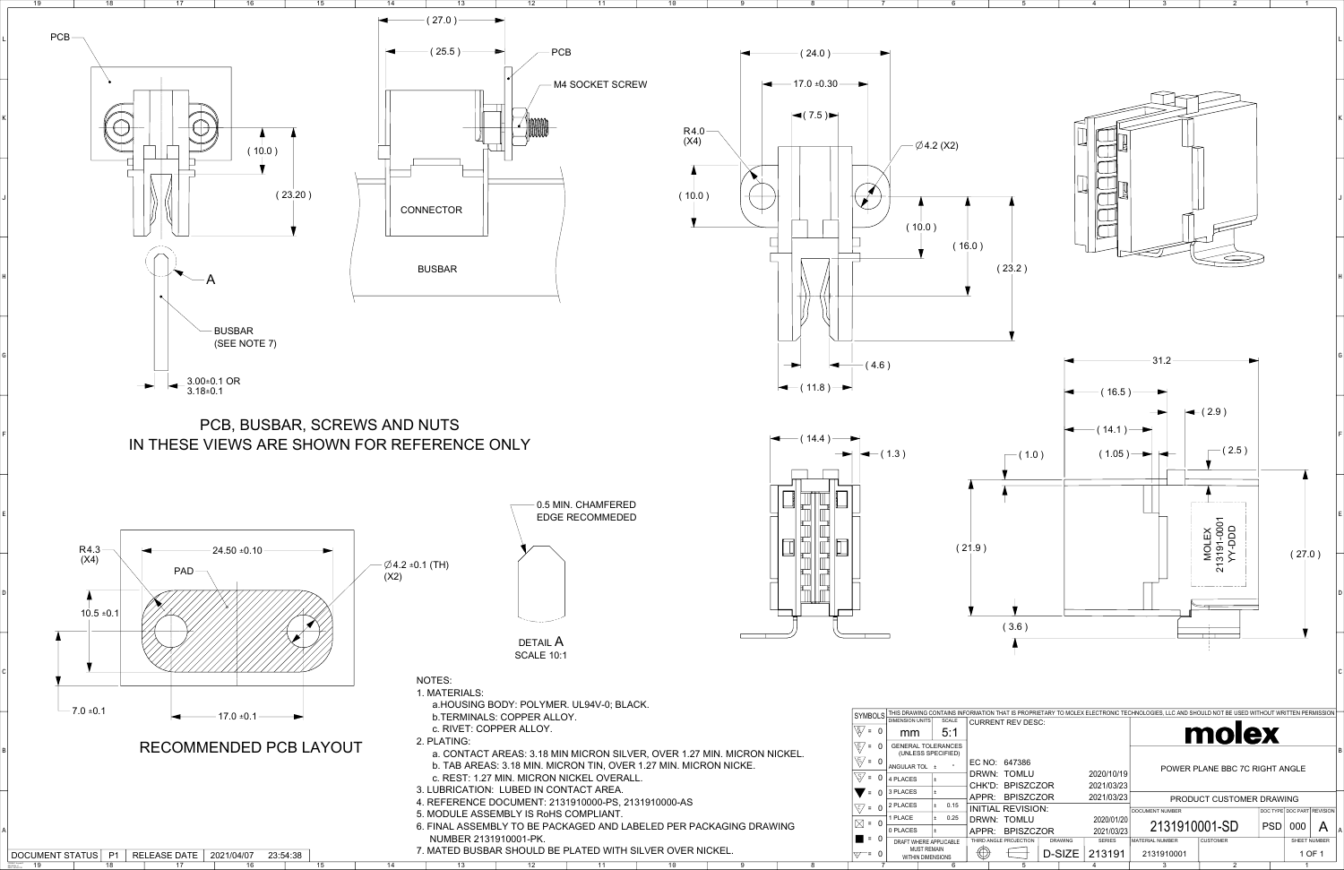PCB, BUSBAR, SCREWS AND NUTS
IN THESE VIEWS ARE SHOWN FOR REFERENCE ONLY

PCB

M4 SOCKET SCREW

CONNECTOR

BUSBAR

BUSBAR (SEE NOTE 7)

3.00±0.1 OR 3.18±0.1

(27.0) (25.5) (10.0) (23.20)

R4.0 (X4) (24.0) 17.0 ±0.30 (7.5) ∅4.2 (X2) (10.0) (10.0) (16.0) (23.2) (4.6) (11.8)

(14.4) (1.3)

31.2 (16.5) (14.1) (1.05) (2.9) (2.5) (1.0) (21.9) (3.6) (27.0)

MOLEX 213191-0001 YY-DDD

0.5 MIN. CHAMFERED EDGE RECOMMEDED

DETAIL A
SCALE 10:1

## RECOMMENDED PCB LAYOUT

R4.3 (X4) PAD 24.50 ±0.10 ∅4.2 ±0.1 (TH) (X2) 10.5 ±0.1 7.0 ±0.1 17.0 ±0.1

NOTES:

1. MATERIALS:
   a. HOUSING BODY: POLYMER. UL94V-0; BLACK.
   b. TERMINALS: COPPER ALLOY.
   c. RIVET: COPPER ALLOY.
2. PLATING:
   a. CONTACT AREAS: 3.18 MIN MICRON SILVER, OVER 1.27 MIN. MICRON NICKEL.
   b. TAB AREAS: 3.18 MIN. MICRON TIN, OVER 1.27 MIN. MICRON NICKE.
   c. REST: 1.27 MIN. MICRON NICKEL OVERALL.
3. LUBRICATION: LUBED IN CONTACT AREA.
4. REFERENCE DOCUMENT: 2131910000-PS, 2131910000-AS
5. MODULE ASSEMBLY IS RoHS COMPLIANT.
6. FINAL ASSEMBLY TO BE PACKAGED AND LABELED PER PACKAGING DRAWING NUMBER 2131910001-PK.
7. MATED BUSBAR SHOULD BE PLATED WITH SILVER OVER NICKEL.

THIS DRAWING CONTAINS INFORMATION THAT IS PROPRIETARY TO MOLEX ELECTRONIC TECHNOLOGIES, LLC AND SHOULD NOT BE USED WITHOUT WRITTEN PERMISSION

| DIMENSION UNITS | SCALE |
| --- | --- |
| mm | 5:1 |

GENERAL TOLERANCES (UNLESS SPECIFIED)

| | |
| --- | --- |
| ANGULAR TOL ± | - |
| 4 PLACES ± | |
| 3 PLACES ± | |
| 2 PLACES ± | 0.15 |
| 1 PLACE ± | 0.25 |
| 0 PLACES ± | |

DRAFT WHERE APPLICABLE MUST REMAIN WITHIN DIMENSIONS

CURRENT REV DESC:

| | | |
| --- | --- | --- |
| EC NO: | 647386 | |
| DRWN: | TOMLU | 2020/10/19 |
| CHK'D: | BPISZCZOR | 2021/03/23 |
| APPR: | BPISZCZOR | 2021/03/23 |

INITIAL REVISION:

| | | |
| --- | --- | --- |
| DRWN: | TOMLU | 2020/01/20 |
| APPR: | BPISZCZOR | 2021/03/23 |

THIRD ANGLE PROJECTION | DRAWING: D-SIZE | SERIES: 213191

molex

POWER PLANE BBC 7C RIGHT ANGLE

PRODUCT CUSTOMER DRAWING

| DOCUMENT NUMBER | DOC TYPE | DOC PART | REVISION |
| --- | --- | --- | --- |
| 2131910001-SD | PSD | 000 | A |

| MATERIAL NUMBER | CUSTOMER | SHEET NUMBER |
| --- | --- | --- |
| 2131910001 | | 1 OF 1 |

| DOCUMENT STATUS | P1 | RELEASE DATE | 2021/04/07 | 23:54:38 |
| --- | --- | --- | --- | --- |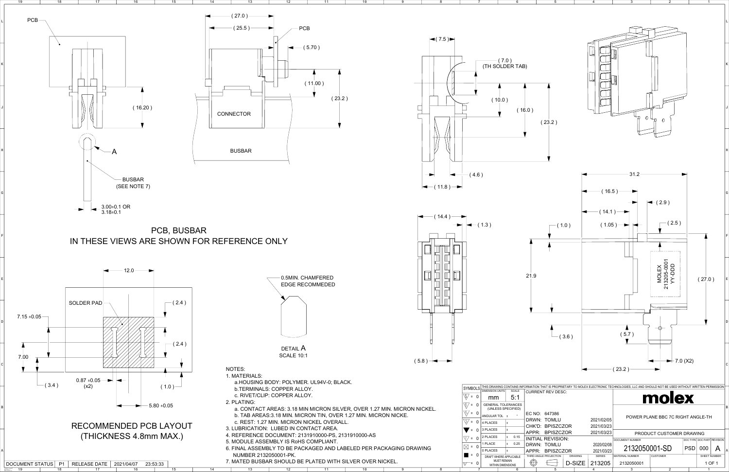PCB, BUSBAR
IN THESE VIEWS ARE SHOWN FOR REFERENCE ONLY

PCB

( 16.20 )

A

BUSBAR
(SEE NOTE 7)

3.00±0.1 OR
3.18±0.1

( 27.0 )
( 25.5 )
PCB
( 5.70 )
( 11.00 )
( 23.2 )
CONNECTOR
BUSBAR

( 7.5 )
( 7.0 )
(TH SOLDER TAB)
( 10.0 )
( 16.0 )
( 23.2 )
( 4.6 )
( 11.8 )

( 14.4 )
( 1.3 )
( 5.8 )

31.2
( 16.5 )
( 2.9 )
( 14.1 )
( 1.0 )
( 1.05 )
( 2.5 )
21.9
MOLEX
213205-0001
YY-DDD
( 27.0 )
( 3.6 )
( 5.7 )
7.0 (X2)
( 23.2 )

RECOMMENDED PCB LAYOUT
(THICKNESS 4.8mm MAX.)

12.0
SOLDER PAD
( 2.4 )
7.15 ±0.05
( 2.4 )
7.00
( 3.4 )
0.87 ±0.05 (x2)
( 1.0 )
5.80 ±0.05

0.5MIN. CHAMFERED
EDGE RECOMMEDED

DETAIL A
SCALE 10:1

NOTES:

1. MATERIALS:
   a.HOUSING BODY: POLYMER. UL94V-0; BLACK.
   b.TERMINALS: COPPER ALLOY.
   c. RIVET/CLIP: COPPER ALLOY.
2. PLATING:
   a. CONTACT AREAS: 3.18 MIN MICRON SILVER, OVER 1.27 MIN. MICRON NICKEL.
   b. TAB AREAS:3.18 MIN. MICRON TIN, OVER 1.27 MIN. MICRON NICKE.
   c. REST: 1.27 MIN. MICRON NICKEL OVERALL.
3. LUBRICATION: LUBED IN CONTACT AREA.
4. REFERENCE DOCUMENT: 2131910000-PS, 2131910000-AS
5. MODULE ASSEMBLY IS RoHS COMPLIANT.
6. FINAL ASSEMBLY TO BE PACKAGED AND LABELED PER PACKAGING DRAWING NUMBER 2132050001-PK.
7. MATED BUSBAR SHOULD BE PLATED WITH SILVER OVER NICKEL.

THIS DRAWING CONTAINS INFORMATION THAT IS PROPRIETARY TO MOLEX ELECTRONIC TECHNOLOGIES, LLC AND SHOULD NOT BE USED WITHOUT WRITTEN PERMISSION

| | |
|---|---|
| DIMENSION UNITS | mm |
| SCALE | 5:1 |
| GENERAL TOLERANCES (UNLESS SPECIFIED) | |
| ANGULAR TOL | ± - |
| 4 PLACES | ± |
| 3 PLACES | ± |
| 2 PLACES | ± 0.15 |
| 1 PLACE | ± 0.25 |
| 0 PLACES | ± |
| DRAFT WHERE APPLICABLE MUST REMAIN WITHIN DIMENSIONS | |

CURRENT REV DESC:

| | | |
|---|---|---|
| EC NO: | 647386 | |
| DRWN: | TOMLU | 2021/02/05 |
| CHK'D: | BPISZCZOR | 2021/03/23 |
| APPR: | BPISZCZOR | 2021/03/23 |
| INITIAL REVISION: | | |
| DRWN: | TOMLU | 2020/02/08 |
| APPR: | BPISZCZOR | 2021/03/23 |

THIRD ANGLE PROJECTION | DRAWING: D-SIZE | SERIES: 213205

molex

POWER PLANE BBC 7C RIGHT ANGLE-TH

PRODUCT CUSTOMER DRAWING

| DOCUMENT NUMBER | DOC TYPE | DOC PART | REVISION |
|---|---|---|---|
| 2132050001-SD | PSD | 000 | A |

| MATERIAL NUMBER | CUSTOMER | SHEET NUMBER |
|---|---|---|
| 2132050001 | | 1 OF 1 |

DOCUMENT STATUS: P1 | RELEASE DATE: 2021/04/07 23:53:33